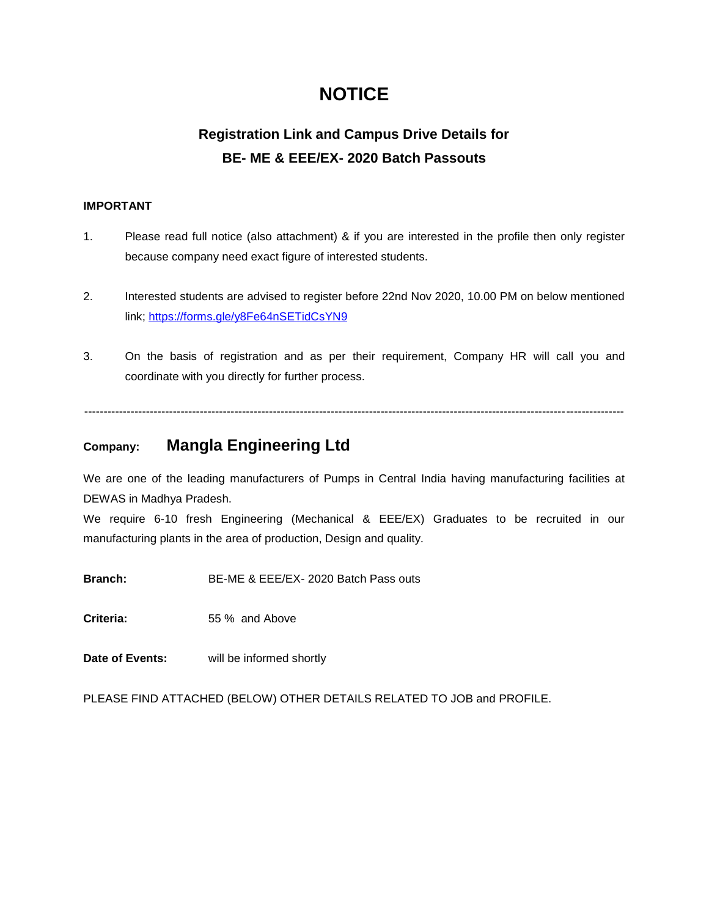# NOTICE

## Registration Link and Campus Drive Details for BE- ME & EEE/EX- 2020 Batch Passouts

**IMPORTANT**

1. Please read full notice (also attachment) & if you are interested in the profile then only register because company need exact figure of interested students.

2. Interested students are advised to register before 22nd Nov 2020, 10.00 PM on below mentioned link; [https://forms.gle/y8Fe64nSETidCsYN9](https://forms.gle/y8Fe64nSETidCsYN9)

3. On the basis of registration and as per their requirement, Company HR will call you and coordinate with you directly for further process.

---

**Company:** **Mangla Engineering Ltd**

We are one of the leading manufacturers of Pumps in Central India having manufacturing facilities at DEWAS in Madhya Pradesh.
We require 6-10 fresh Engineering (Mechanical & EEE/EX) Graduates to be recruited in our manufacturing plants in the area of production, Design and quality.

**Branch:** BE-ME & EEE/EX- 2020 Batch Pass outs

**Criteria:** 55 % and Above

**Date of Events:** will be informed shortly

PLEASE FIND ATTACHED (BELOW) OTHER DETAILS RELATED TO JOB and PROFILE.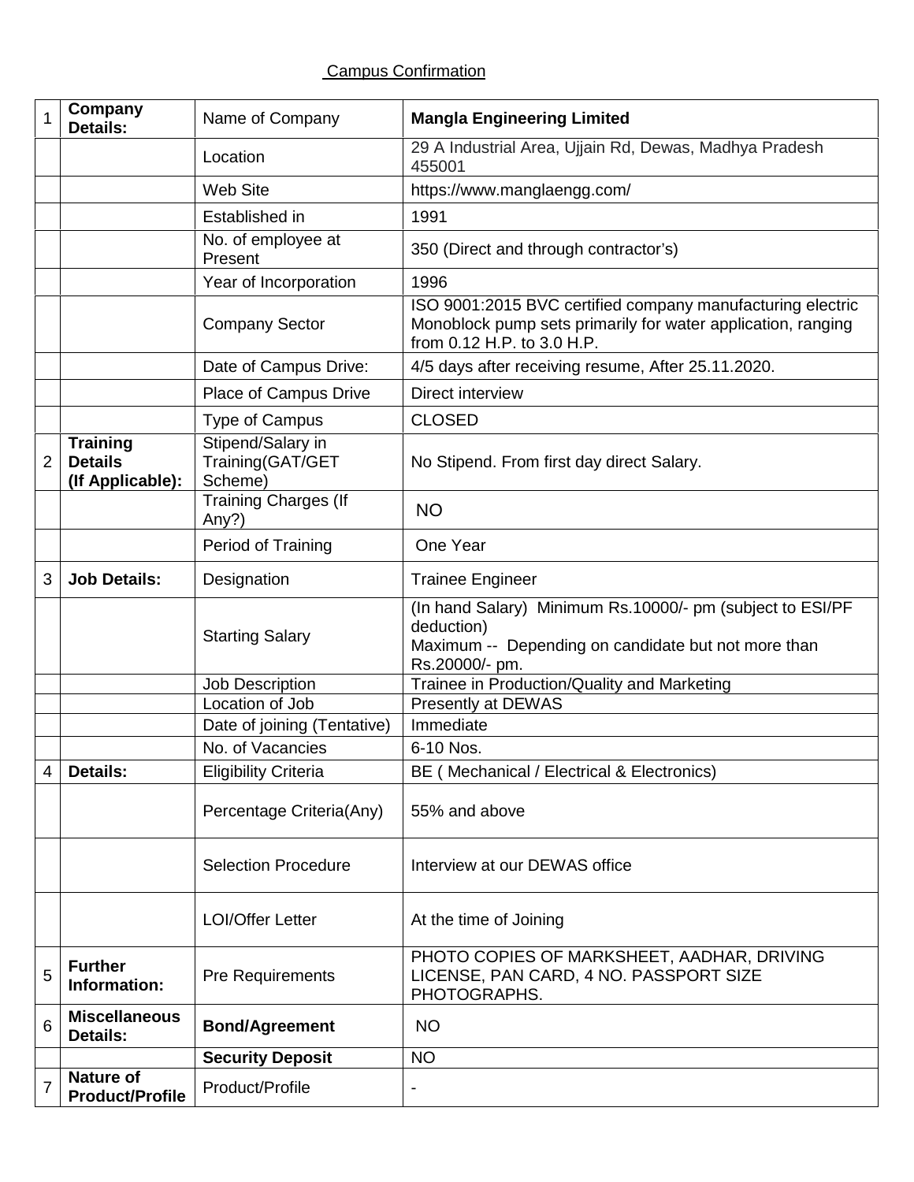Campus Confirmation

| | | | |
|---|---|---|---|
| 1 | **Company Details:** | Name of Company | **Mangla Engineering Limited** |
| | | Location | 29 A Industrial Area, Ujjain Rd, Dewas, Madhya Pradesh 455001 |
| | | Web Site | https://www.manglaengg.com/ |
| | | Established in | 1991 |
| | | No. of employee at Present | 350 (Direct and through contractor's) |
| | | Year of Incorporation | 1996 |
| | | Company Sector | ISO 9001:2015 BVC certified company manufacturing electric Monoblock pump sets primarily for water application, ranging from 0.12 H.P. to 3.0 H.P. |
| | | Date of Campus Drive: | 4/5 days after receiving resume, After 25.11.2020. |
| | | Place of Campus Drive | Direct interview |
| | | Type of Campus | CLOSED |
| 2 | **Training Details (If Applicable):** | Stipend/Salary in Training(GAT/GET Scheme) | No Stipend. From first day direct Salary. |
| | | Training Charges (If Any?) | NO |
| | | Period of Training | One Year |
| 3 | **Job Details:** | Designation | Trainee Engineer |
| | | Starting Salary | (In hand Salary) Minimum Rs.10000/- pm (subject to ESI/PF deduction)<br>Maximum -- Depending on candidate but not more than Rs.20000/- pm. |
| | | Job Description | Trainee in Production/Quality and Marketing |
| | | Location of Job | Presently at DEWAS |
| | | Date of joining (Tentative) | Immediate |
| | | No. of Vacancies | 6-10 Nos. |
| 4 | **Details:** | Eligibility Criteria | BE ( Mechanical / Electrical & Electronics) |
| | | Percentage Criteria(Any) | 55% and above |
| | | Selection Procedure | Interview at our DEWAS office |
| | | LOI/Offer Letter | At the time of Joining |
| 5 | **Further Information:** | Pre Requirements | PHOTO COPIES OF MARKSHEET, AADHAR, DRIVING LICENSE, PAN CARD, 4 NO. PASSPORT SIZE PHOTOGRAPHS. |
| 6 | **Miscellaneous Details:** | **Bond/Agreement** | NO |
| | | **Security Deposit** | NO |
| 7 | **Nature of Product/Profile** | Product/Profile | - |